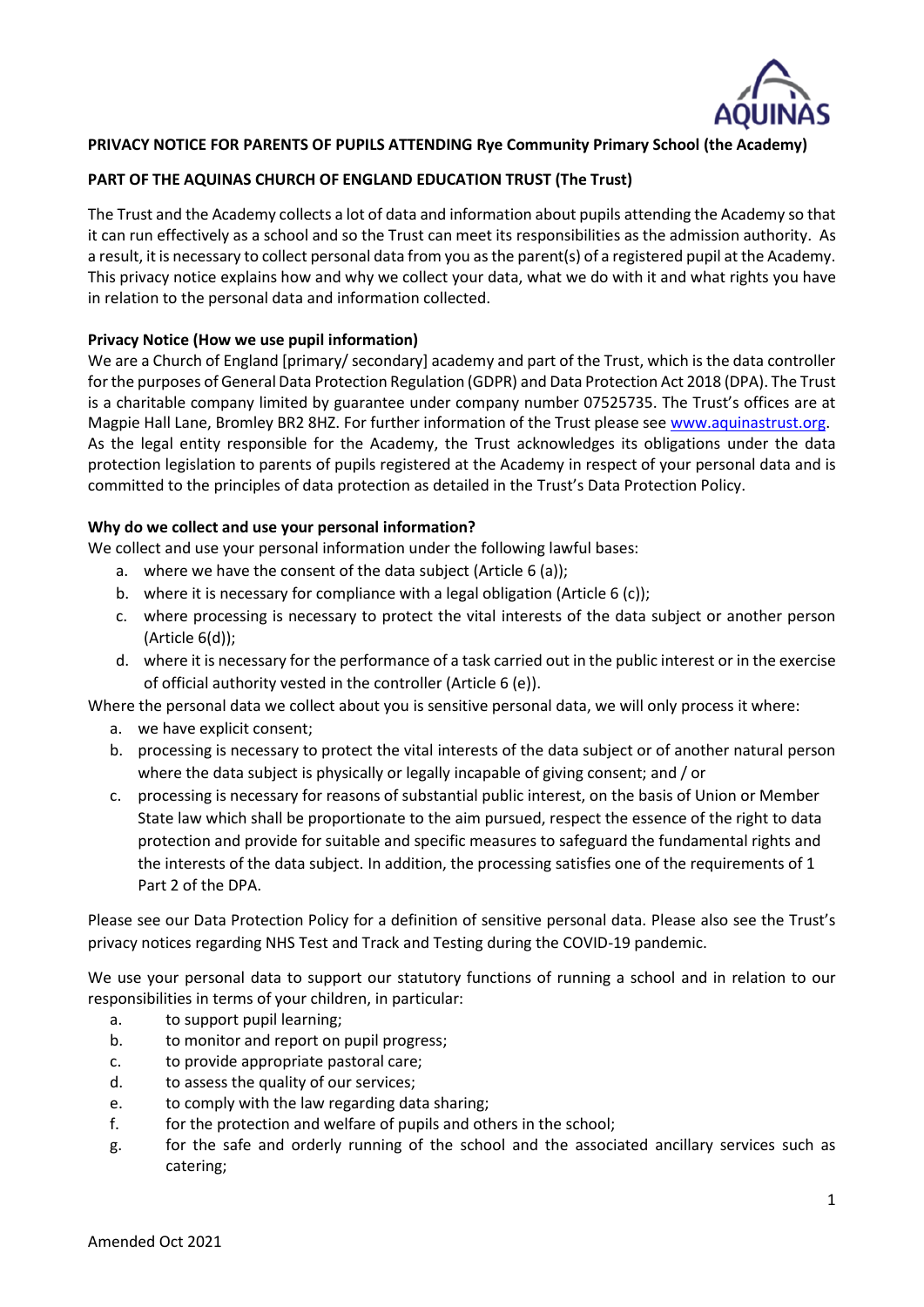**PRIVACY NOTICE FOR PARENTS OF PUPILS ATTENDING Rye Community Primary School (the Academy)**

**PART OF THE AQUINAS CHURCH OF ENGLAND EDUCATION TRUST (The Trust)**

The Trust and the Academy collects a lot of data and information about pupils attending the Academy so that it can run effectively as a school and so the Trust can meet its responsibilities as the admission authority. As a result, it is necessary to collect personal data from you as the parent(s) of a registered pupil at the Academy. This privacy notice explains how and why we collect your data, what we do with it and what rights you have in relation to the personal data and information collected.

**Privacy Notice (How we use pupil information)**

We are a Church of England [primary/ secondary] academy and part of the Trust, which is the data controller for the purposes of General Data Protection Regulation (GDPR) and Data Protection Act 2018 (DPA). The Trust is a charitable company limited by guarantee under company number 07525735. The Trust's offices are at Magpie Hall Lane, Bromley BR2 8HZ. For further information of the Trust please see www.aquinastrust.org. As the legal entity responsible for the Academy, the Trust acknowledges its obligations under the data protection legislation to parents of pupils registered at the Academy in respect of your personal data and is committed to the principles of data protection as detailed in the Trust's Data Protection Policy.

**Why do we collect and use your personal information?**

We collect and use your personal information under the following lawful bases:

a. where we have the consent of the data subject (Article 6 (a));
b. where it is necessary for compliance with a legal obligation (Article 6 (c));
c. where processing is necessary to protect the vital interests of the data subject or another person (Article 6(d));
d. where it is necessary for the performance of a task carried out in the public interest or in the exercise of official authority vested in the controller (Article 6 (e)).

Where the personal data we collect about you is sensitive personal data, we will only process it where:

a. we have explicit consent;
b. processing is necessary to protect the vital interests of the data subject or of another natural person where the data subject is physically or legally incapable of giving consent; and / or
c. processing is necessary for reasons of substantial public interest, on the basis of Union or Member State law which shall be proportionate to the aim pursued, respect the essence of the right to data protection and provide for suitable and specific measures to safeguard the fundamental rights and the interests of the data subject. In addition, the processing satisfies one of the requirements of 1 Part 2 of the DPA.

Please see our Data Protection Policy for a definition of sensitive personal data. Please also see the Trust's privacy notices regarding NHS Test and Track and Testing during the COVID-19 pandemic.

We use your personal data to support our statutory functions of running a school and in relation to our responsibilities in terms of your children, in particular:

a. to support pupil learning;
b. to monitor and report on pupil progress;
c. to provide appropriate pastoral care;
d. to assess the quality of our services;
e. to comply with the law regarding data sharing;
f. for the protection and welfare of pupils and others in the school;
g. for the safe and orderly running of the school and the associated ancillary services such as catering;

Amended Oct 2021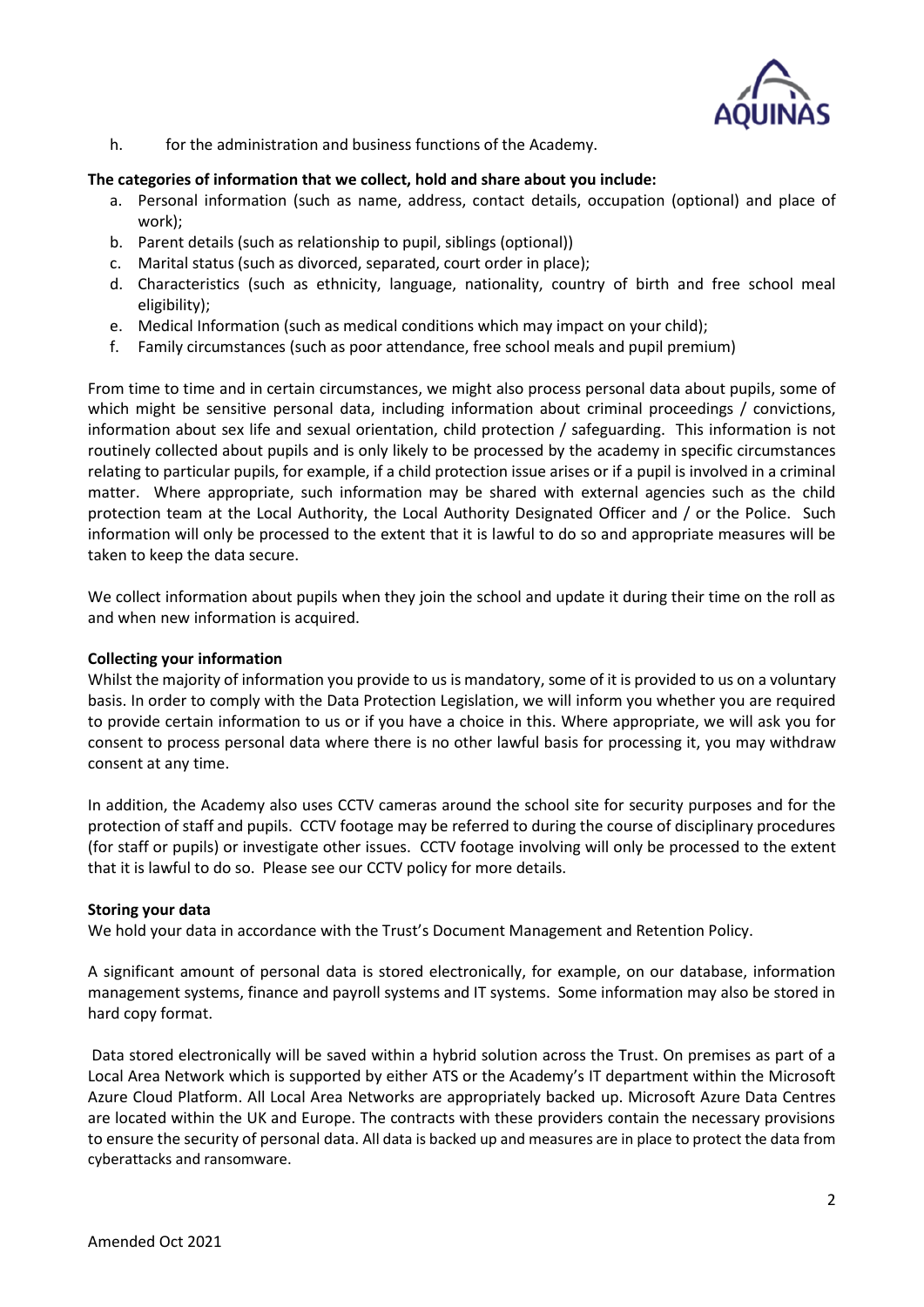h. for the administration and business functions of the Academy.

**The categories of information that we collect, hold and share about you include:**

a. Personal information (such as name, address, contact details, occupation (optional) and place of work);
b. Parent details (such as relationship to pupil, siblings (optional))
c. Marital status (such as divorced, separated, court order in place);
d. Characteristics (such as ethnicity, language, nationality, country of birth and free school meal eligibility);
e. Medical Information (such as medical conditions which may impact on your child);
f. Family circumstances (such as poor attendance, free school meals and pupil premium)

From time to time and in certain circumstances, we might also process personal data about pupils, some of which might be sensitive personal data, including information about criminal proceedings / convictions, information about sex life and sexual orientation, child protection / safeguarding. This information is not routinely collected about pupils and is only likely to be processed by the academy in specific circumstances relating to particular pupils, for example, if a child protection issue arises or if a pupil is involved in a criminal matter. Where appropriate, such information may be shared with external agencies such as the child protection team at the Local Authority, the Local Authority Designated Officer and / or the Police. Such information will only be processed to the extent that it is lawful to do so and appropriate measures will be taken to keep the data secure.

We collect information about pupils when they join the school and update it during their time on the roll as and when new information is acquired.

**Collecting your information**

Whilst the majority of information you provide to us is mandatory, some of it is provided to us on a voluntary basis. In order to comply with the Data Protection Legislation, we will inform you whether you are required to provide certain information to us or if you have a choice in this. Where appropriate, we will ask you for consent to process personal data where there is no other lawful basis for processing it, you may withdraw consent at any time.

In addition, the Academy also uses CCTV cameras around the school site for security purposes and for the protection of staff and pupils. CCTV footage may be referred to during the course of disciplinary procedures (for staff or pupils) or investigate other issues. CCTV footage involving will only be processed to the extent that it is lawful to do so. Please see our CCTV policy for more details.

**Storing your data**

We hold your data in accordance with the Trust's Document Management and Retention Policy.

A significant amount of personal data is stored electronically, for example, on our database, information management systems, finance and payroll systems and IT systems. Some information may also be stored in hard copy format.

Data stored electronically will be saved within a hybrid solution across the Trust. On premises as part of a Local Area Network which is supported by either ATS or the Academy's IT department within the Microsoft Azure Cloud Platform. All Local Area Networks are appropriately backed up. Microsoft Azure Data Centres are located within the UK and Europe. The contracts with these providers contain the necessary provisions to ensure the security of personal data. All data is backed up and measures are in place to protect the data from cyberattacks and ransomware.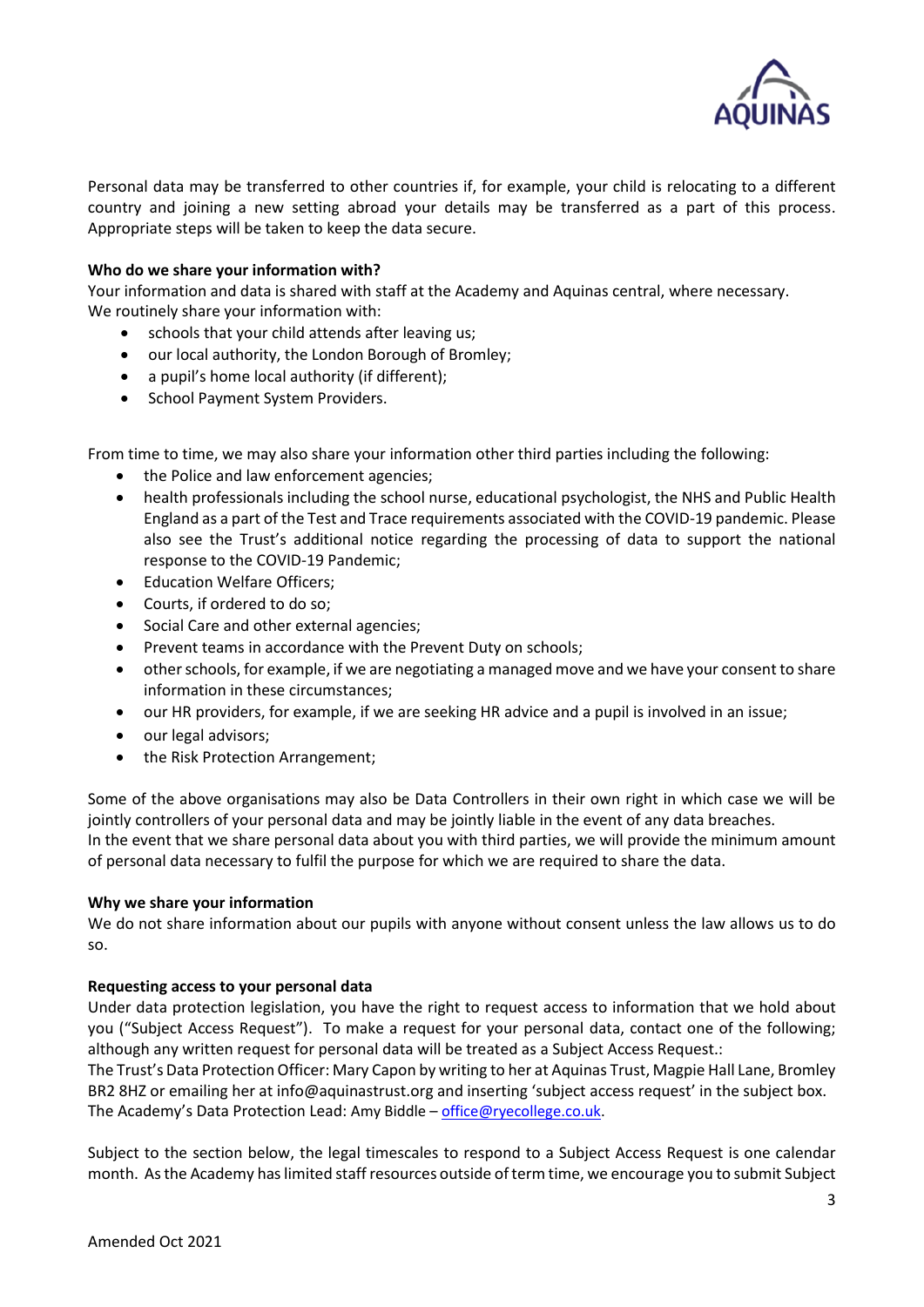Personal data may be transferred to other countries if, for example, your child is relocating to a different country and joining a new setting abroad your details may be transferred as a part of this process. Appropriate steps will be taken to keep the data secure.

**Who do we share your information with?**
Your information and data is shared with staff at the Academy and Aquinas central, where necessary.
We routinely share your information with:

- schools that your child attends after leaving us;
- our local authority, the London Borough of Bromley;
- a pupil's home local authority (if different);
- School Payment System Providers.

From time to time, we may also share your information other third parties including the following:

- the Police and law enforcement agencies;
- health professionals including the school nurse, educational psychologist, the NHS and Public Health England as a part of the Test and Trace requirements associated with the COVID-19 pandemic. Please also see the Trust's additional notice regarding the processing of data to support the national response to the COVID-19 Pandemic;
- Education Welfare Officers;
- Courts, if ordered to do so;
- Social Care and other external agencies;
- Prevent teams in accordance with the Prevent Duty on schools;
- other schools, for example, if we are negotiating a managed move and we have your consent to share information in these circumstances;
- our HR providers, for example, if we are seeking HR advice and a pupil is involved in an issue;
- our legal advisors;
- the Risk Protection Arrangement;

Some of the above organisations may also be Data Controllers in their own right in which case we will be jointly controllers of your personal data and may be jointly liable in the event of any data breaches.
In the event that we share personal data about you with third parties, we will provide the minimum amount of personal data necessary to fulfil the purpose for which we are required to share the data.

**Why we share your information**
We do not share information about our pupils with anyone without consent unless the law allows us to do so.

**Requesting access to your personal data**
Under data protection legislation, you have the right to request access to information that we hold about you ("Subject Access Request"). To make a request for your personal data, contact one of the following; although any written request for personal data will be treated as a Subject Access Request.:
The Trust's Data Protection Officer: Mary Capon by writing to her at Aquinas Trust, Magpie Hall Lane, Bromley BR2 8HZ or emailing her at info@aquinastrust.org and inserting 'subject access request' in the subject box.
The Academy's Data Protection Lead: Amy Biddle – office@ryecollege.co.uk.

Subject to the section below, the legal timescales to respond to a Subject Access Request is one calendar month. As the Academy has limited staff resources outside of term time, we encourage you to submit Subject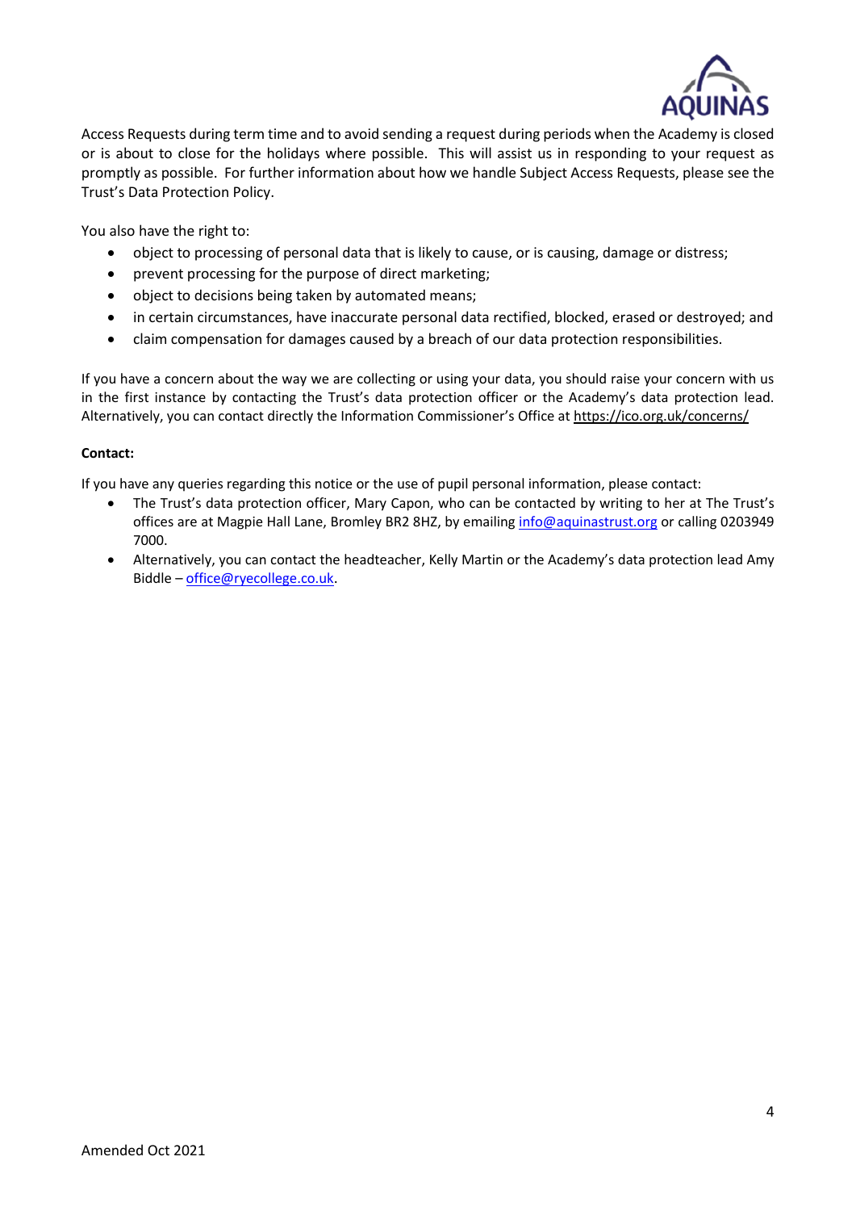Access Requests during term time and to avoid sending a request during periods when the Academy is closed or is about to close for the holidays where possible. This will assist us in responding to your request as promptly as possible. For further information about how we handle Subject Access Requests, please see the Trust's Data Protection Policy.

You also have the right to:

- object to processing of personal data that is likely to cause, or is causing, damage or distress;
- prevent processing for the purpose of direct marketing;
- object to decisions being taken by automated means;
- in certain circumstances, have inaccurate personal data rectified, blocked, erased or destroyed; and
- claim compensation for damages caused by a breach of our data protection responsibilities.

If you have a concern about the way we are collecting or using your data, you should raise your concern with us in the first instance by contacting the Trust's data protection officer or the Academy's data protection lead. Alternatively, you can contact directly the Information Commissioner's Office at https://ico.org.uk/concerns/

**Contact:**

If you have any queries regarding this notice or the use of pupil personal information, please contact:

- The Trust's data protection officer, Mary Capon, who can be contacted by writing to her at The Trust's offices are at Magpie Hall Lane, Bromley BR2 8HZ, by emailing info@aquinastrust.org or calling 0203949 7000.
- Alternatively, you can contact the headteacher, Kelly Martin or the Academy's data protection lead Amy Biddle – office@ryecollege.co.uk.

Amended Oct 2021